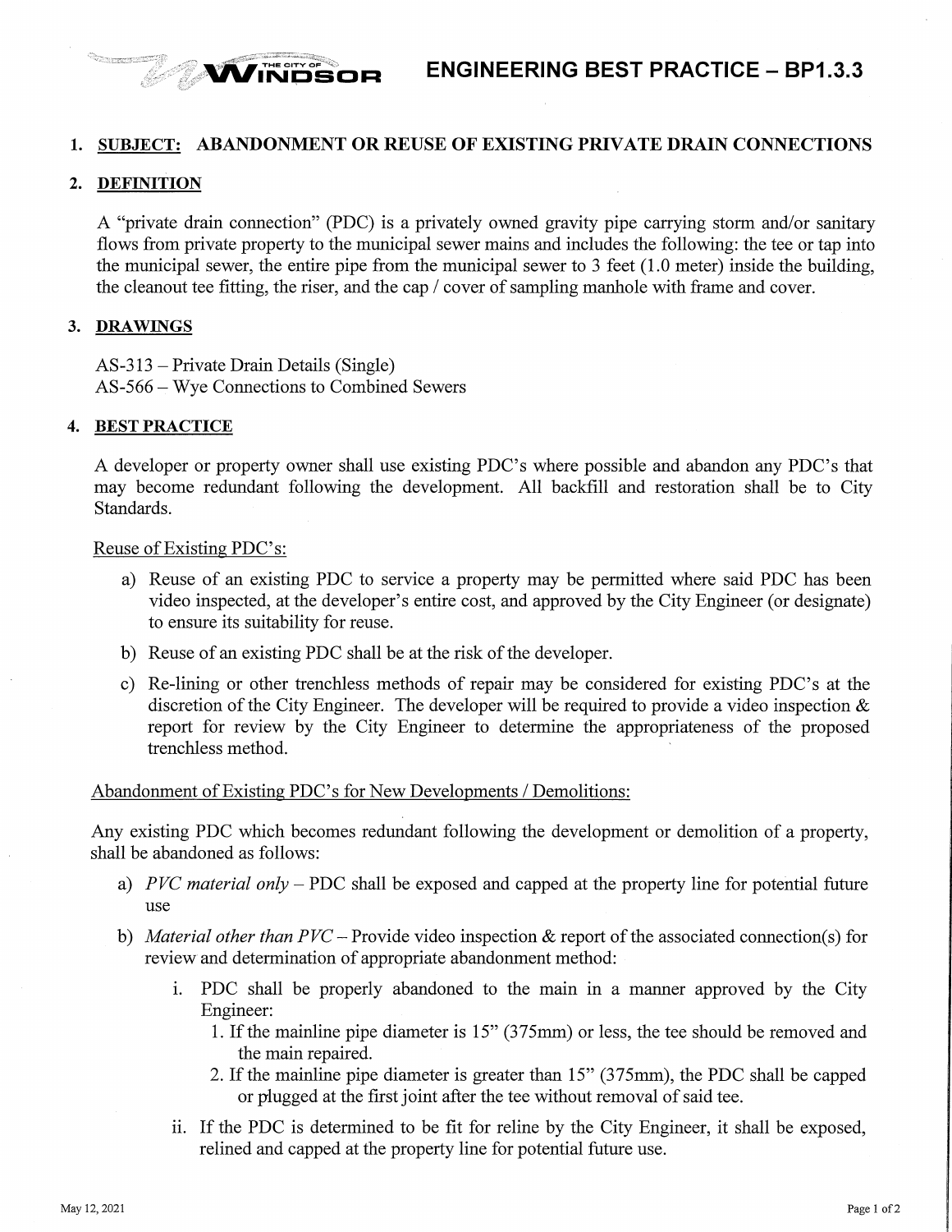# ENGINEERING BEST PRACTICE – BP1.3.3

## 1. SUBJECT: ABANDONMENT OR REUSE OF EXISTING PRIVATE DRAIN CONNECTIONS

## 2. DEFINITION

A "private drain connection" (PDC) is a privately owned gravity pipe carrying storm and/or sanitary flows from private property to the municipal sewer mains and includes the following: the tee or tap into the municipal sewer, the entire pipe from the municipal sewer to 3 feet (1.0 meter) inside the building, the cleanout tee fitting, the riser, and the cap / cover of sampling manhole with frame and cover.

## 3. DRAWINGS

AS-313 – Private Drain Details (Single)
AS-566 – Wye Connections to Combined Sewers

## 4. BEST PRACTICE

A developer or property owner shall use existing PDC's where possible and abandon any PDC's that may become redundant following the development. All backfill and restoration shall be to City Standards.

Reuse of Existing PDC's:

a) Reuse of an existing PDC to service a property may be permitted where said PDC has been video inspected, at the developer's entire cost, and approved by the City Engineer (or designate) to ensure its suitability for reuse.

b) Reuse of an existing PDC shall be at the risk of the developer.

c) Re-lining or other trenchless methods of repair may be considered for existing PDC's at the discretion of the City Engineer. The developer will be required to provide a video inspection & report for review by the City Engineer to determine the appropriateness of the proposed trenchless method.

Abandonment of Existing PDC's for New Developments / Demolitions:

Any existing PDC which becomes redundant following the development or demolition of a property, shall be abandoned as follows:

a) *PVC material only* – PDC shall be exposed and capped at the property line for potential future use

b) *Material other than PVC* – Provide video inspection & report of the associated connection(s) for review and determination of appropriate abandonment method:

   i. PDC shall be properly abandoned to the main in a manner approved by the City Engineer:
      1. If the mainline pipe diameter is 15" (375mm) or less, the tee should be removed and the main repaired.
      2. If the mainline pipe diameter is greater than 15" (375mm), the PDC shall be capped or plugged at the first joint after the tee without removal of said tee.

   ii. If the PDC is determined to be fit for reline by the City Engineer, it shall be exposed, relined and capped at the property line for potential future use.

May 12, 2021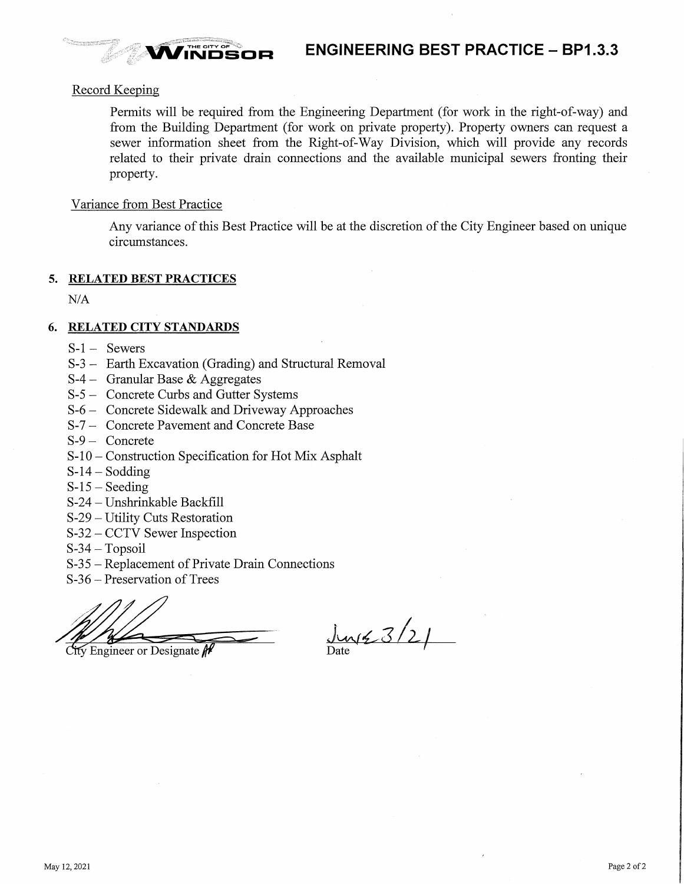Record Keeping

Permits will be required from the Engineering Department (for work in the right-of-way) and from the Building Department (for work on private property). Property owners can request a sewer information sheet from the Right-of-Way Division, which will provide any records related to their private drain connections and the available municipal sewers fronting their property.

Variance from Best Practice

Any variance of this Best Practice will be at the discretion of the City Engineer based on unique circumstances.

## 5. RELATED BEST PRACTICES

N/A

## 6. RELATED CITY STANDARDS

S-1 – Sewers
S-3 – Earth Excavation (Grading) and Structural Removal
S-4 – Granular Base & Aggregates
S-5 – Concrete Curbs and Gutter Systems
S-6 – Concrete Sidewalk and Driveway Approaches
S-7 – Concrete Pavement and Concrete Base
S-9 – Concrete
S-10 – Construction Specification for Hot Mix Asphalt
S-14 – Sodding
S-15 – Seeding
S-24 – Unshrinkable Backfill
S-29 – Utility Cuts Restoration
S-32 – CCTV Sewer Inspection
S-34 – Topsoil
S-35 – Replacement of Private Drain Connections
S-36 – Preservation of Trees

City Engineer or Designate

June 3/21
Date

May 12, 2021